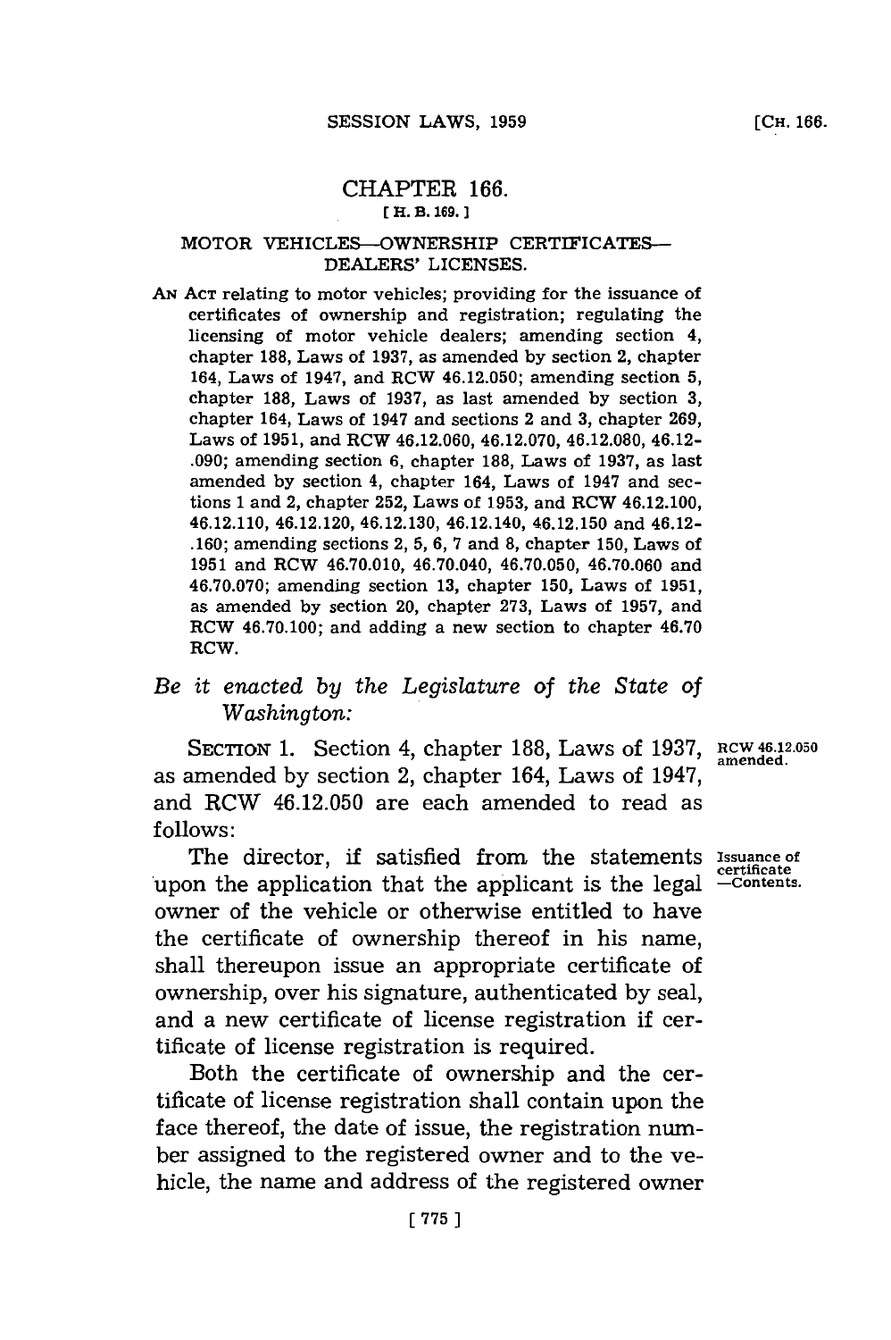# CHAPTER 166.

[H. B. 169.]

## MOTOR VEHICLES—OWNERSHIP CERTIFICATES—DEALERS' LICENSES.

AN ACT relating to motor vehicles; providing for the issuance of certificates of ownership and registration; regulating the licensing of motor vehicle dealers; amending section 4, chapter 188, Laws of 1937, as amended by section 2, chapter 164, Laws of 1947, and RCW 46.12.050; amending section 5, chapter 188, Laws of 1937, as last amended by section 3, chapter 164, Laws of 1947 and sections 2 and 3, chapter 269, Laws of 1951, and RCW 46.12.060, 46.12.070, 46.12.080, 46.12-.090; amending section 6, chapter 188, Laws of 1937, as last amended by section 4, chapter 164, Laws of 1947 and sections 1 and 2, chapter 252, Laws of 1953, and RCW 46.12.100, 46.12.110, 46.12.120, 46.12.130, 46.12.140, 46.12.150 and 46.12-.160; amending sections 2, 5, 6, 7 and 8, chapter 150, Laws of 1951 and RCW 46.70.010, 46.70.040, 46.70.050, 46.70.060 and 46.70.070; amending section 13, chapter 150, Laws of 1951, as amended by section 20, chapter 273, Laws of 1957, and RCW 46.70.100; and adding a new section to chapter 46.70 RCW.

*Be it enacted by the Legislature of the State of Washington:*

SECTION 1. Section 4, chapter 188, Laws of 1937, as amended by section 2, chapter 164, Laws of 1947, and RCW 46.12.050 are each amended to read as follows:

RCW 46.12.050 amended.

Issuance of certificate —Contents.

The director, if satisfied from the statements upon the application that the applicant is the legal owner of the vehicle or otherwise entitled to have the certificate of ownership thereof in his name, shall thereupon issue an appropriate certificate of ownership, over his signature, authenticated by seal, and a new certificate of license registration if certificate of license registration is required.

Both the certificate of ownership and the certificate of license registration shall contain upon the face thereof, the date of issue, the registration number assigned to the registered owner and to the vehicle, the name and address of the registered owner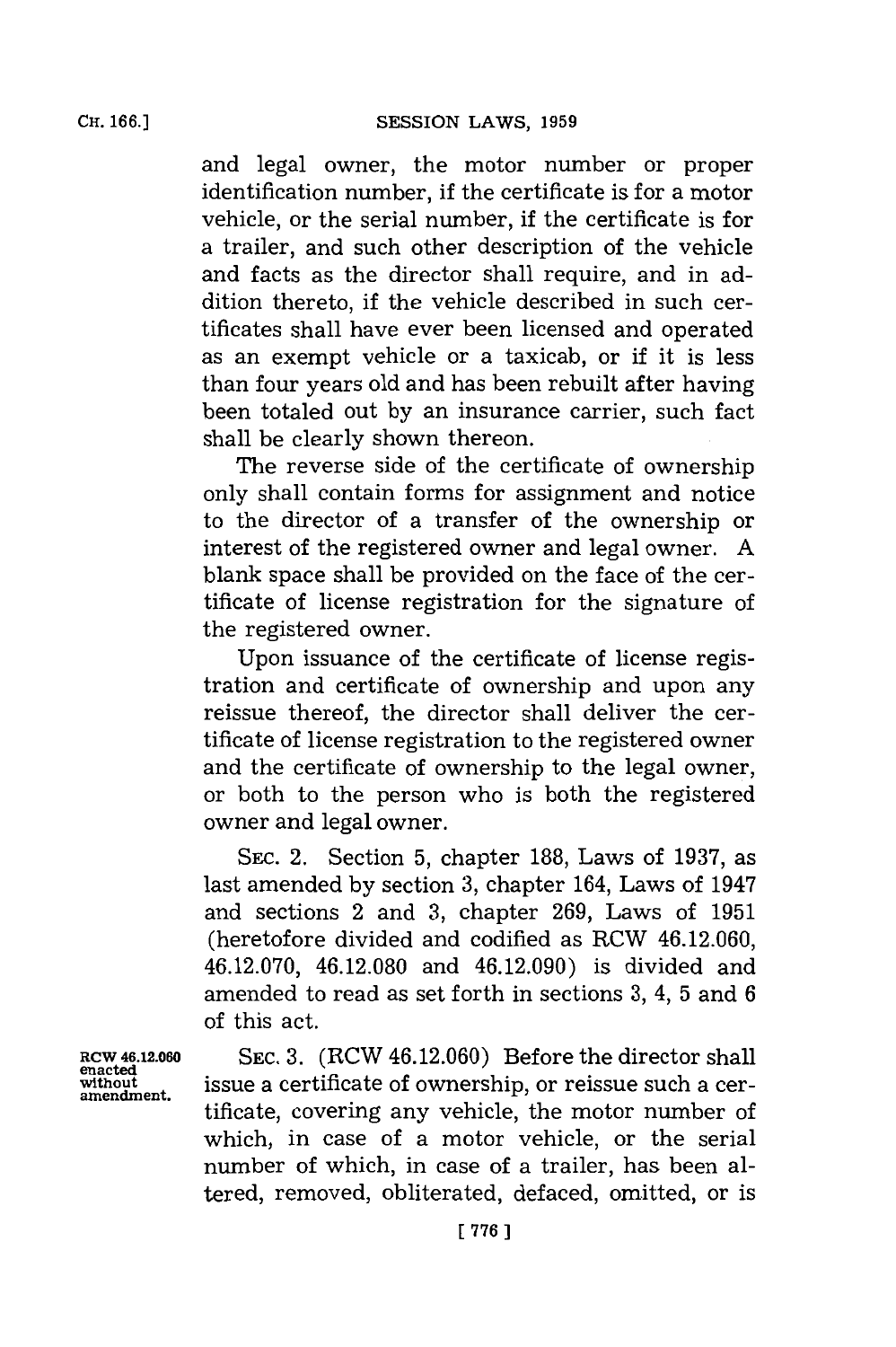and legal owner, the motor number or proper identification number, if the certificate is for a motor vehicle, or the serial number, if the certificate is for a trailer, and such other description of the vehicle and facts as the director shall require, and in addition thereto, if the vehicle described in such certificates shall have ever been licensed and operated as an exempt vehicle or a taxicab, or if it is less than four years old and has been rebuilt after having been totaled out by an insurance carrier, such fact shall be clearly shown thereon.

The reverse side of the certificate of ownership only shall contain forms for assignment and notice to the director of a transfer of the ownership or interest of the registered owner and legal owner. A blank space shall be provided on the face of the certificate of license registration for the signature of the registered owner.

Upon issuance of the certificate of license registration and certificate of ownership and upon any reissue thereof, the director shall deliver the certificate of license registration to the registered owner and the certificate of ownership to the legal owner, or both to the person who is both the registered owner and legal owner.

SEC. 2. Section 5, chapter 188, Laws of 1937, as last amended by section 3, chapter 164, Laws of 1947 and sections 2 and 3, chapter 269, Laws of 1951 (heretofore divided and codified as RCW 46.12.060, 46.12.070, 46.12.080 and 46.12.090) is divided and amended to read as set forth in sections 3, 4, 5 and 6 of this act.

RCW 46.12.060 enacted without amendment.

SEC. 3. (RCW 46.12.060) Before the director shall issue a certificate of ownership, or reissue such a certificate, covering any vehicle, the motor number of which, in case of a motor vehicle, or the serial number of which, in case of a trailer, has been altered, removed, obliterated, defaced, omitted, or is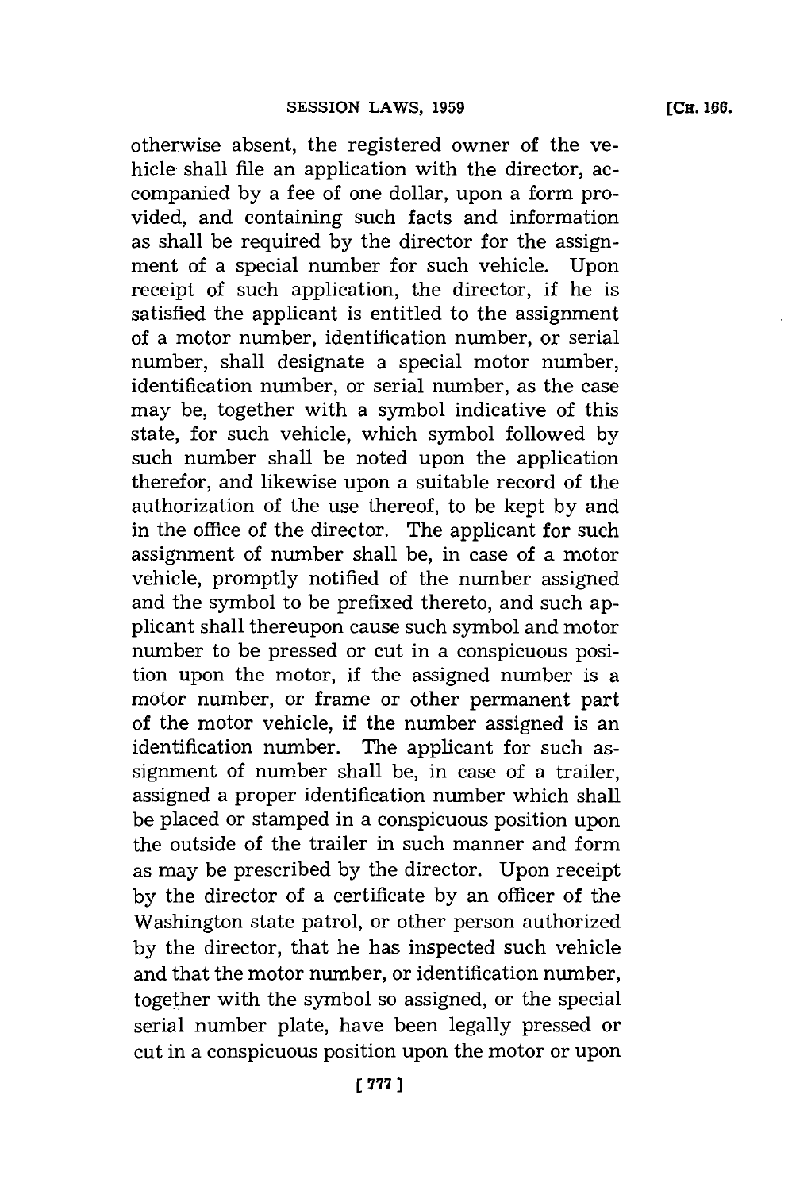otherwise absent, the registered owner of the vehicle shall file an application with the director, accompanied by a fee of one dollar, upon a form provided, and containing such facts and information as shall be required by the director for the assignment of a special number for such vehicle. Upon receipt of such application, the director, if he is satisfied the applicant is entitled to the assignment of a motor number, identification number, or serial number, shall designate a special motor number, identification number, or serial number, as the case may be, together with a symbol indicative of this state, for such vehicle, which symbol followed by such number shall be noted upon the application therefor, and likewise upon a suitable record of the authorization of the use thereof, to be kept by and in the office of the director. The applicant for such assignment of number shall be, in case of a motor vehicle, promptly notified of the number assigned and the symbol to be prefixed thereto, and such applicant shall thereupon cause such symbol and motor number to be pressed or cut in a conspicuous position upon the motor, if the assigned number is a motor number, or frame or other permanent part of the motor vehicle, if the number assigned is an identification number. The applicant for such assignment of number shall be, in case of a trailer, assigned a proper identification number which shall be placed or stamped in a conspicuous position upon the outside of the trailer in such manner and form as may be prescribed by the director. Upon receipt by the director of a certificate by an officer of the Washington state patrol, or other person authorized by the director, that he has inspected such vehicle and that the motor number, or identification number, together with the symbol so assigned, or the special serial number plate, have been legally pressed or cut in a conspicuous position upon the motor or upon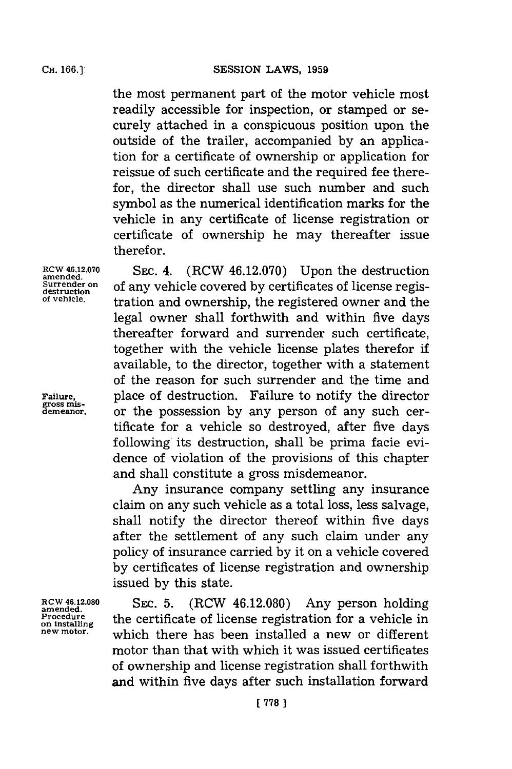the most permanent part of the motor vehicle most readily accessible for inspection, or stamped or securely attached in a conspicuous position upon the outside of the trailer, accompanied by an application for a certificate of ownership or application for reissue of such certificate and the required fee therefor, the director shall use such number and such symbol as the numerical identification marks for the vehicle in any certificate of license registration or certificate of ownership he may thereafter issue therefor.

RCW 46.12.070 amended. Surrender on destruction of vehicle.

SEC. 4. (RCW 46.12.070) Upon the destruction of any vehicle covered by certificates of license registration and ownership, the registered owner and the legal owner shall forthwith and within five days thereafter forward and surrender such certificate, together with the vehicle license plates therefor if available, to the director, together with a statement of the reason for such surrender and the time and place of destruction. Failure to notify the director or the possession by any person of any such certificate for a vehicle so destroyed, after five days following its destruction, shall be prima facie evidence of violation of the provisions of this chapter and shall constitute a gross misdemeanor.

Failure, gross misdemeanor.

Any insurance company settling any insurance claim on any such vehicle as a total loss, less salvage, shall notify the director thereof within five days after the settlement of any such claim under any policy of insurance carried by it on a vehicle covered by certificates of license registration and ownership issued by this state.

RCW 46.12.080 amended. Procedure on installing new motor.

SEC. 5. (RCW 46.12.080) Any person holding the certificate of license registration for a vehicle in which there has been installed a new or different motor than that with which it was issued certificates of ownership and license registration shall forthwith and within five days after such installation forward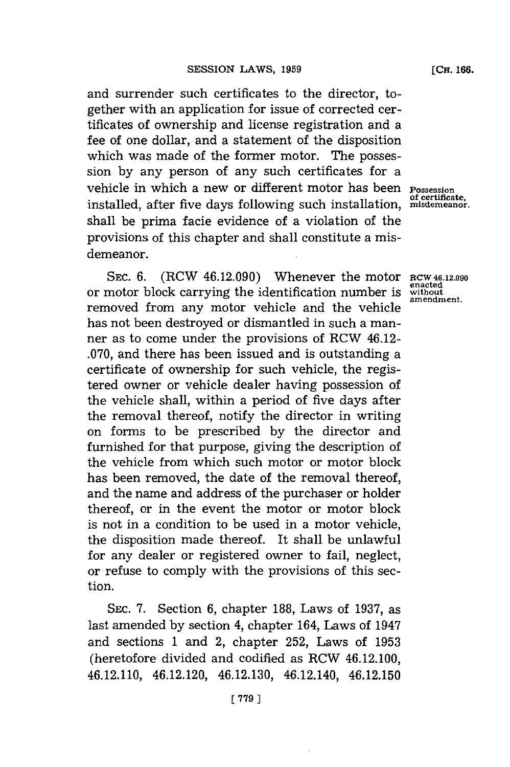and surrender such certificates to the director, together with an application for issue of corrected certificates of ownership and license registration and a fee of one dollar, and a statement of the disposition which was made of the former motor. The possession by any person of any such certificates for a vehicle in which a new or different motor has been installed, after five days following such installation, shall be prima facie evidence of a violation of the provisions of this chapter and shall constitute a misdemeanor.

*Possession of certificate, misdemeanor.*

SEC. 6. (RCW 46.12.090) Whenever the motor or motor block carrying the identification number is removed from any motor vehicle and the vehicle has not been destroyed or dismantled in such a manner as to come under the provisions of RCW 46.12-.070, and there has been issued and is outstanding a certificate of ownership for such vehicle, the registered owner or vehicle dealer having possession of the vehicle shall, within a period of five days after the removal thereof, notify the director in writing on forms to be prescribed by the director and furnished for that purpose, giving the description of the vehicle from which such motor or motor block has been removed, the date of the removal thereof, and the name and address of the purchaser or holder thereof, or in the event the motor or motor block is not in a condition to be used in a motor vehicle, the disposition made thereof. It shall be unlawful for any dealer or registered owner to fail, neglect, or refuse to comply with the provisions of this section.

*RCW 46.12.090 enacted without amendment.*

SEC. 7. Section 6, chapter 188, Laws of 1937, as last amended by section 4, chapter 164, Laws of 1947 and sections 1 and 2, chapter 252, Laws of 1953 (heretofore divided and codified as RCW 46.12.100, 46.12.110, 46.12.120, 46.12.130, 46.12.140, 46.12.150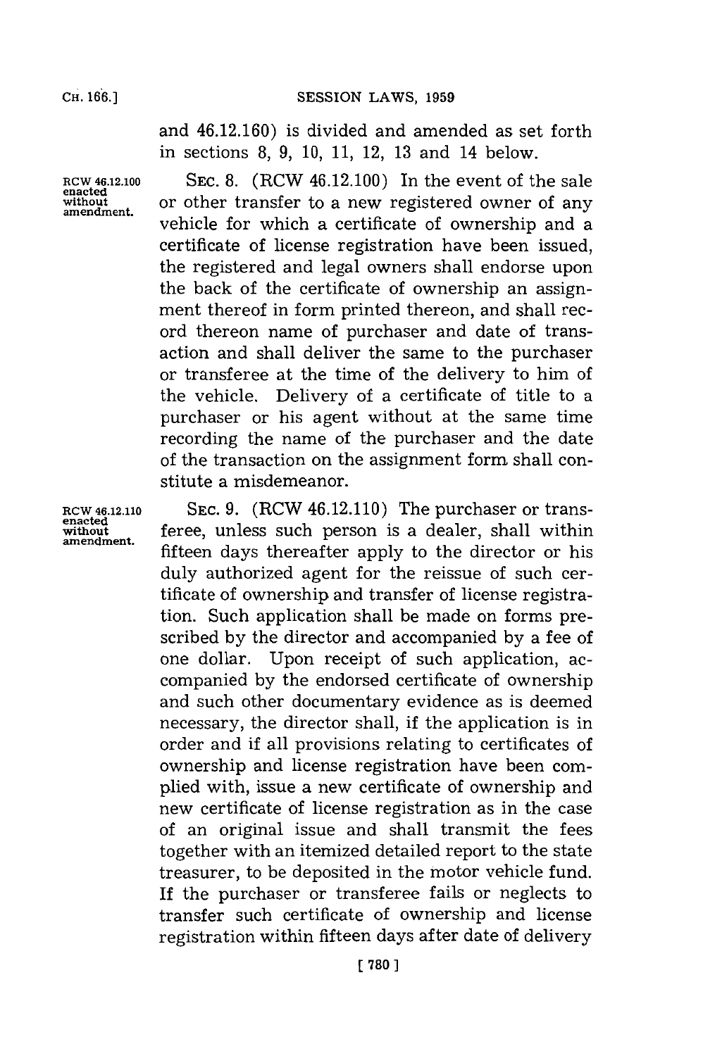and 46.12.160) is divided and amended as set forth in sections 8, 9, 10, 11, 12, 13 and 14 below.

RCW 46.12.100 enacted without amendment.

SEC. 8. (RCW 46.12.100) In the event of the sale or other transfer to a new registered owner of any vehicle for which a certificate of ownership and a certificate of license registration have been issued, the registered and legal owners shall endorse upon the back of the certificate of ownership an assignment thereof in form printed thereon, and shall record thereon name of purchaser and date of transaction and shall deliver the same to the purchaser or transferee at the time of the delivery to him of the vehicle. Delivery of a certificate of title to a purchaser or his agent without at the same time recording the name of the purchaser and the date of the transaction on the assignment form shall constitute a misdemeanor.

RCW 46.12.110 enacted without amendment.

SEC. 9. (RCW 46.12.110) The purchaser or transferee, unless such person is a dealer, shall within fifteen days thereafter apply to the director or his duly authorized agent for the reissue of such certificate of ownership and transfer of license registration. Such application shall be made on forms prescribed by the director and accompanied by a fee of one dollar. Upon receipt of such application, accompanied by the endorsed certificate of ownership and such other documentary evidence as is deemed necessary, the director shall, if the application is in order and if all provisions relating to certificates of ownership and license registration have been complied with, issue a new certificate of ownership and new certificate of license registration as in the case of an original issue and shall transmit the fees together with an itemized detailed report to the state treasurer, to be deposited in the motor vehicle fund. If the purchaser or transferee fails or neglects to transfer such certificate of ownership and license registration within fifteen days after date of delivery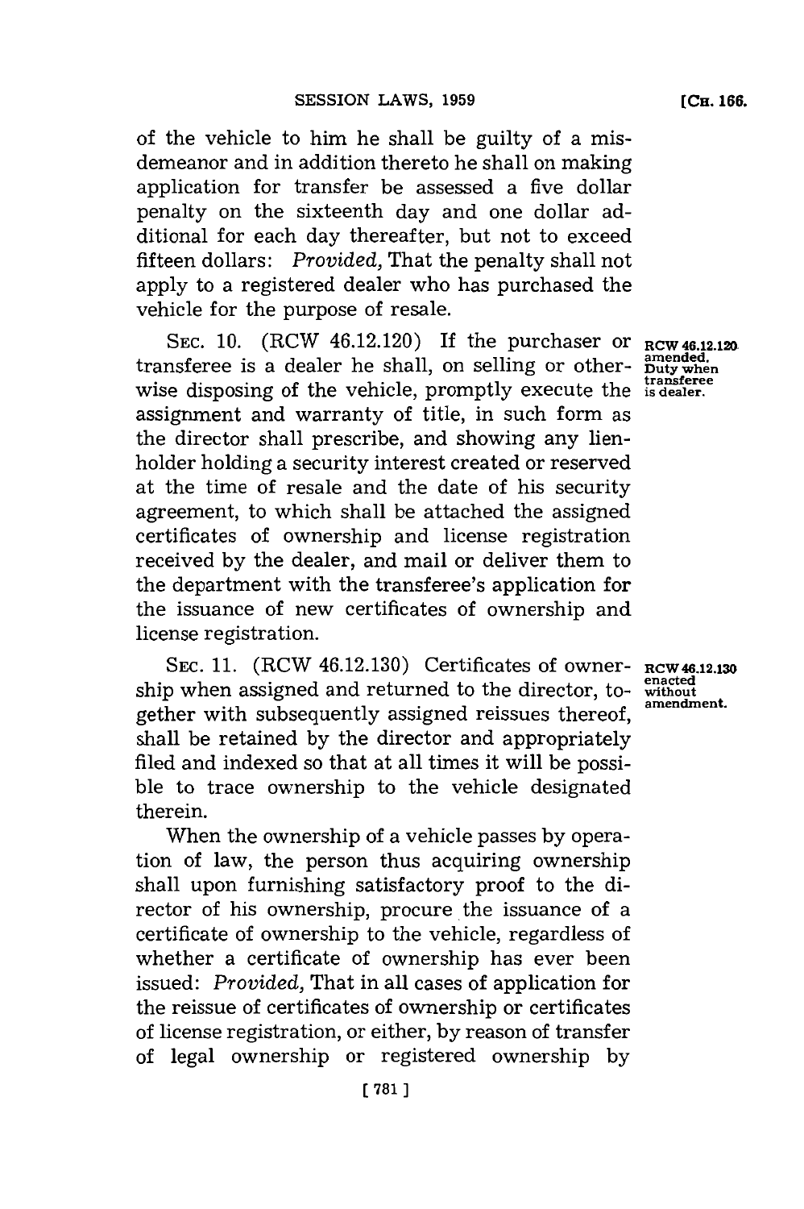of the vehicle to him he shall be guilty of a misdemeanor and in addition thereto he shall on making application for transfer be assessed a five dollar penalty on the sixteenth day and one dollar additional for each day thereafter, but not to exceed fifteen dollars: *Provided,* That the penalty shall not apply to a registered dealer who has purchased the vehicle for the purpose of resale.

**RCW 46.12.120 amended. Duty when transferee is dealer.**

SEC. 10. (RCW 46.12.120) If the purchaser or transferee is a dealer he shall, on selling or otherwise disposing of the vehicle, promptly execute the assignment and warranty of title, in such form as the director shall prescribe, and showing any lienholder holding a security interest created or reserved at the time of resale and the date of his security agreement, to which shall be attached the assigned certificates of ownership and license registration received by the dealer, and mail or deliver them to the department with the transferee's application for the issuance of new certificates of ownership and license registration.

**RCW 46.12.130 enacted without amendment.**

SEC. 11. (RCW 46.12.130) Certificates of ownership when assigned and returned to the director, together with subsequently assigned reissues thereof, shall be retained by the director and appropriately filed and indexed so that at all times it will be possible to trace ownership to the vehicle designated therein.

When the ownership of a vehicle passes by operation of law, the person thus acquiring ownership shall upon furnishing satisfactory proof to the director of his ownership, procure the issuance of a certificate of ownership to the vehicle, regardless of whether a certificate of ownership has ever been issued: *Provided,* That in all cases of application for the reissue of certificates of ownership or certificates of license registration, or either, by reason of transfer of legal ownership or registered ownership by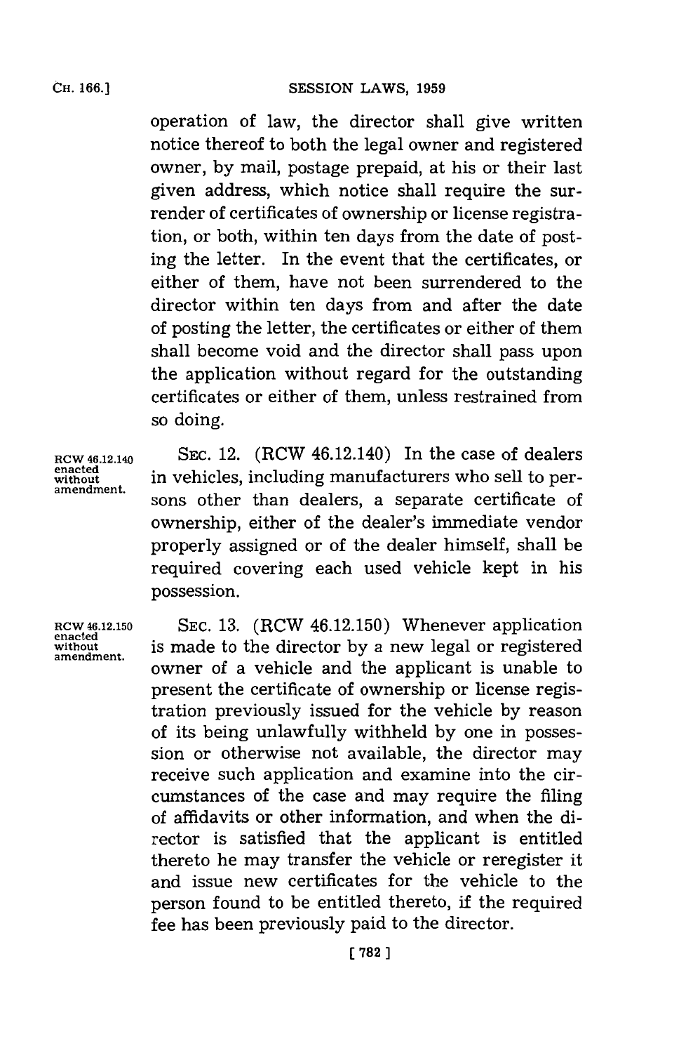operation of law, the director shall give written notice thereof to both the legal owner and registered owner, by mail, postage prepaid, at his or their last given address, which notice shall require the surrender of certificates of ownership or license registration, or both, within ten days from the date of posting the letter. In the event that the certificates, or either of them, have not been surrendered to the director within ten days from and after the date of posting the letter, the certificates or either of them shall become void and the director shall pass upon the application without regard for the outstanding certificates or either of them, unless restrained from so doing.

RCW 46.12.140 enacted without amendment.

SEC. 12. (RCW 46.12.140) In the case of dealers in vehicles, including manufacturers who sell to persons other than dealers, a separate certificate of ownership, either of the dealer's immediate vendor properly assigned or of the dealer himself, shall be required covering each used vehicle kept in his possession.

RCW 46.12.150 enacted without amendment.

SEC. 13. (RCW 46.12.150) Whenever application is made to the director by a new legal or registered owner of a vehicle and the applicant is unable to present the certificate of ownership or license registration previously issued for the vehicle by reason of its being unlawfully withheld by one in possession or otherwise not available, the director may receive such application and examine into the circumstances of the case and may require the filing of affidavits or other information, and when the director is satisfied that the applicant is entitled thereto he may transfer the vehicle or reregister it and issue new certificates for the vehicle to the person found to be entitled thereto, if the required fee has been previously paid to the director.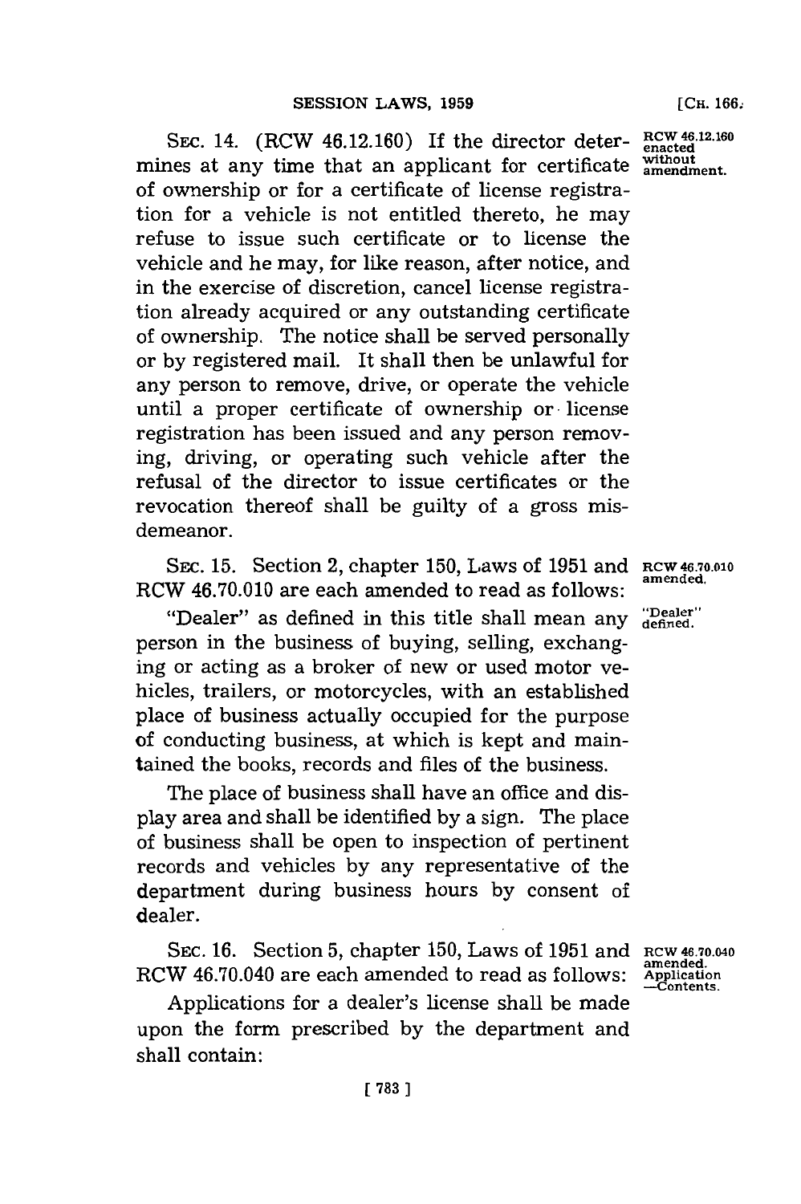SEC. 14. (RCW 46.12.160) If the director determines at any time that an applicant for certificate of ownership or for a certificate of license registration for a vehicle is not entitled thereto, he may refuse to issue such certificate or to license the vehicle and he may, for like reason, after notice, and in the exercise of discretion, cancel license registration already acquired or any outstanding certificate of ownership. The notice shall be served personally or by registered mail. It shall then be unlawful for any person to remove, drive, or operate the vehicle until a proper certificate of ownership or license registration has been issued and any person removing, driving, or operating such vehicle after the refusal of the director to issue certificates or the revocation thereof shall be guilty of a gross misdemeanor.

RCW 46.12.160 enacted without amendment.

SEC. 15. Section 2, chapter 150, Laws of 1951 and RCW 46.70.010 are each amended to read as follows:

RCW 46.70.010 amended.

"Dealer" defined.

"Dealer" as defined in this title shall mean any person in the business of buying, selling, exchanging or acting as a broker of new or used motor vehicles, trailers, or motorcycles, with an established place of business actually occupied for the purpose of conducting business, at which is kept and maintained the books, records and files of the business.

The place of business shall have an office and display area and shall be identified by a sign. The place of business shall be open to inspection of pertinent records and vehicles by any representative of the department during business hours by consent of dealer.

SEC. 16. Section 5, chapter 150, Laws of 1951 and RCW 46.70.040 are each amended to read as follows:

RCW 46.70.040 amended. Application —Contents.

Applications for a dealer's license shall be made upon the form prescribed by the department and shall contain: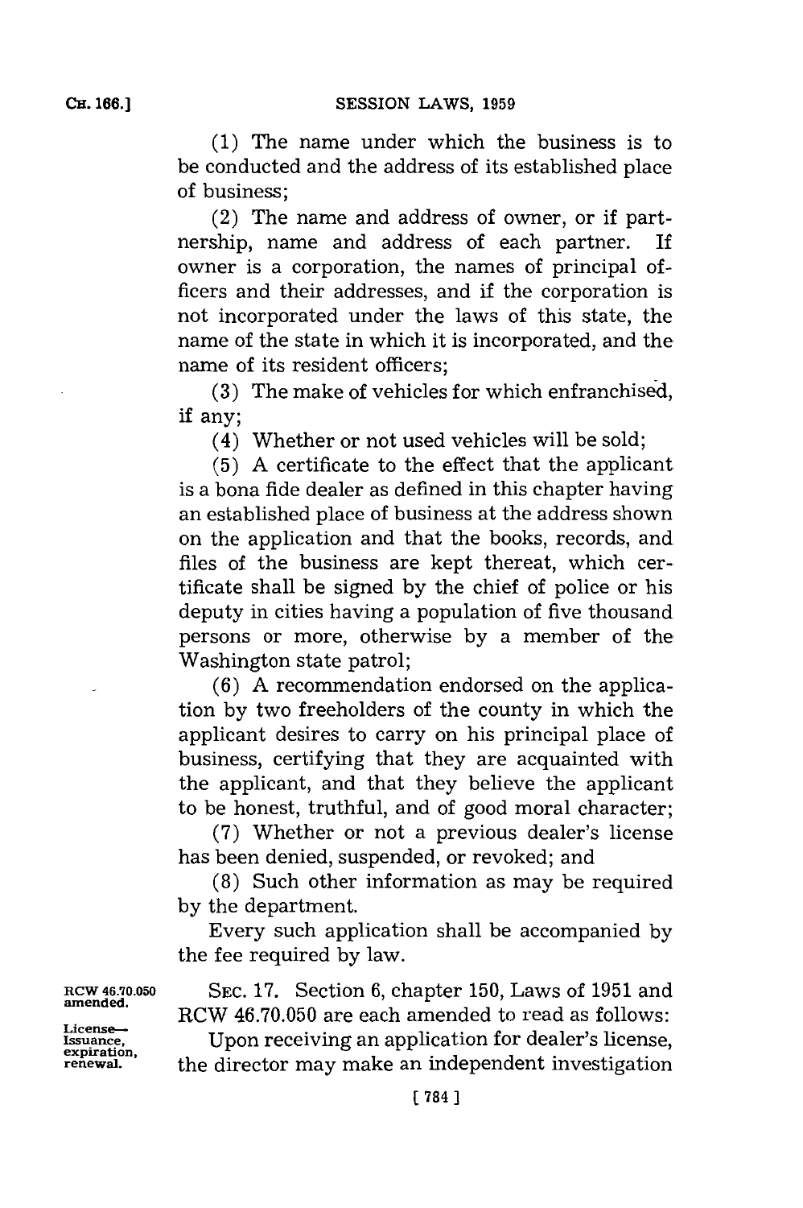(1) The name under which the business is to be conducted and the address of its established place of business;

(2) The name and address of owner, or if partnership, name and address of each partner. If owner is a corporation, the names of principal officers and their addresses, and if the corporation is not incorporated under the laws of this state, the name of the state in which it is incorporated, and the name of its resident officers;

(3) The make of vehicles for which enfranchised, if any;

(4) Whether or not used vehicles will be sold;

(5) A certificate to the effect that the applicant is a bona fide dealer as defined in this chapter having an established place of business at the address shown on the application and that the books, records, and files of the business are kept thereat, which certificate shall be signed by the chief of police or his deputy in cities having a population of five thousand persons or more, otherwise by a member of the Washington state patrol;

(6) A recommendation endorsed on the application by two freeholders of the county in which the applicant desires to carry on his principal place of business, certifying that they are acquainted with the applicant, and that they believe the applicant to be honest, truthful, and of good moral character;

(7) Whether or not a previous dealer's license has been denied, suspended, or revoked; and

(8) Such other information as may be required by the department.

Every such application shall be accompanied by the fee required by law.

RCW 46.70.050 amended.

License—Issuance, expiration, renewal.

SEC. 17. Section 6, chapter 150, Laws of 1951 and RCW 46.70.050 are each amended to read as follows:

Upon receiving an application for dealer's license, the director may make an independent investigation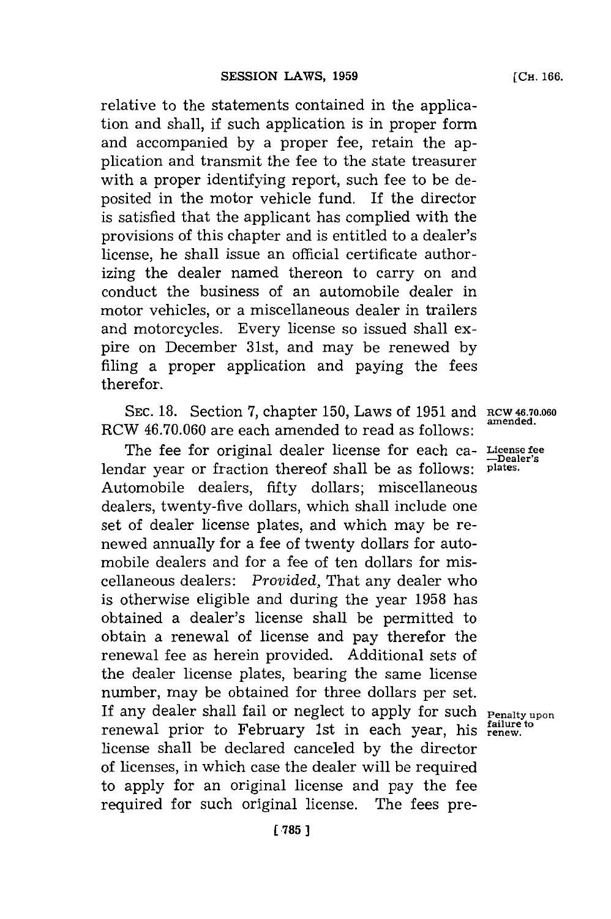relative to the statements contained in the application and shall, if such application is in proper form and accompanied by a proper fee, retain the application and transmit the fee to the state treasurer with a proper identifying report, such fee to be deposited in the motor vehicle fund. If the director is satisfied that the applicant has complied with the provisions of this chapter and is entitled to a dealer's license, he shall issue an official certificate authorizing the dealer named thereon to carry on and conduct the business of an automobile dealer in motor vehicles, or a miscellaneous dealer in trailers and motorcycles. Every license so issued shall expire on December 31st, and may be renewed by filing a proper application and paying the fees therefor.

**RCW 46.70.060 amended.**

SEC. 18. Section 7, chapter 150, Laws of 1951 and RCW 46.70.060 are each amended to read as follows:

**License fee —Dealer's plates.**

The fee for original dealer license for each calendar year or fraction thereof shall be as follows: Automobile dealers, fifty dollars; miscellaneous dealers, twenty-five dollars, which shall include one set of dealer license plates, and which may be renewed annually for a fee of twenty dollars for automobile dealers and for a fee of ten dollars for miscellaneous dealers: *Provided,* That any dealer who is otherwise eligible and during the year 1958 has obtained a dealer's license shall be permitted to obtain a renewal of license and pay therefor the renewal fee as herein provided. Additional sets of the dealer license plates, bearing the same license number, may be obtained for three dollars per set.

**Penalty upon failure to renew.**

If any dealer shall fail or neglect to apply for such renewal prior to February 1st in each year, his license shall be declared canceled by the director of licenses, in which case the dealer will be required to apply for an original license and pay the fee required for such original license. The fees pre-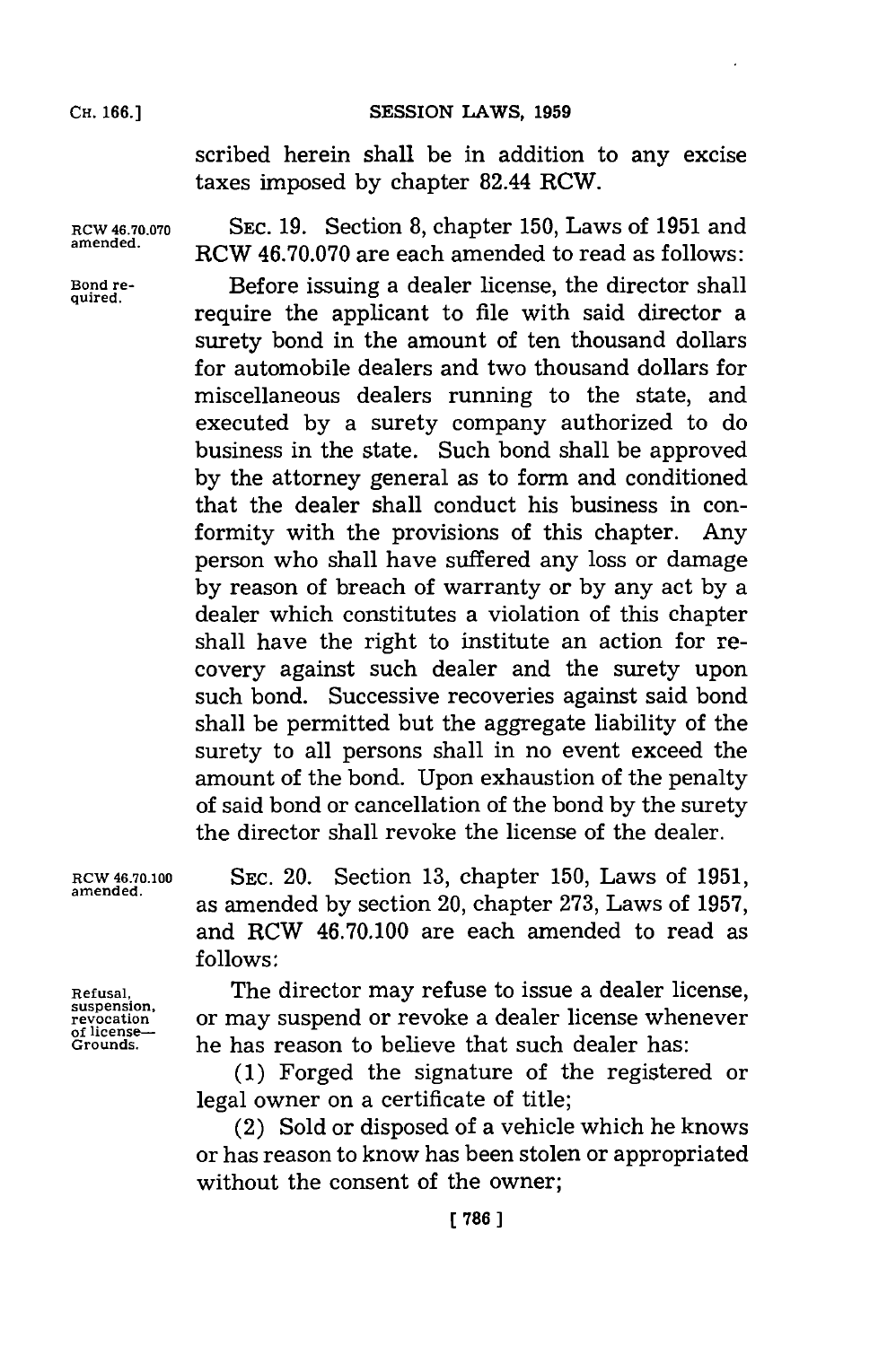scribed herein shall be in addition to any excise taxes imposed by chapter 82.44 RCW.

RCW 46.70.070 amended.

SEC. 19. Section 8, chapter 150, Laws of 1951 and RCW 46.70.070 are each amended to read as follows:

Bond required.

Before issuing a dealer license, the director shall require the applicant to file with said director a surety bond in the amount of ten thousand dollars for automobile dealers and two thousand dollars for miscellaneous dealers running to the state, and executed by a surety company authorized to do business in the state. Such bond shall be approved by the attorney general as to form and conditioned that the dealer shall conduct his business in conformity with the provisions of this chapter. Any person who shall have suffered any loss or damage by reason of breach of warranty or by any act by a dealer which constitutes a violation of this chapter shall have the right to institute an action for recovery against such dealer and the surety upon such bond. Successive recoveries against said bond shall be permitted but the aggregate liability of the surety to all persons shall in no event exceed the amount of the bond. Upon exhaustion of the penalty of said bond or cancellation of the bond by the surety the director shall revoke the license of the dealer.

RCW 46.70.100 amended.

SEC. 20. Section 13, chapter 150, Laws of 1951, as amended by section 20, chapter 273, Laws of 1957, and RCW 46.70.100 are each amended to read as follows:

Refusal, suspension, revocation of license—Grounds.

The director may refuse to issue a dealer license, or may suspend or revoke a dealer license whenever he has reason to believe that such dealer has:

(1) Forged the signature of the registered or legal owner on a certificate of title;

(2) Sold or disposed of a vehicle which he knows or has reason to know has been stolen or appropriated without the consent of the owner;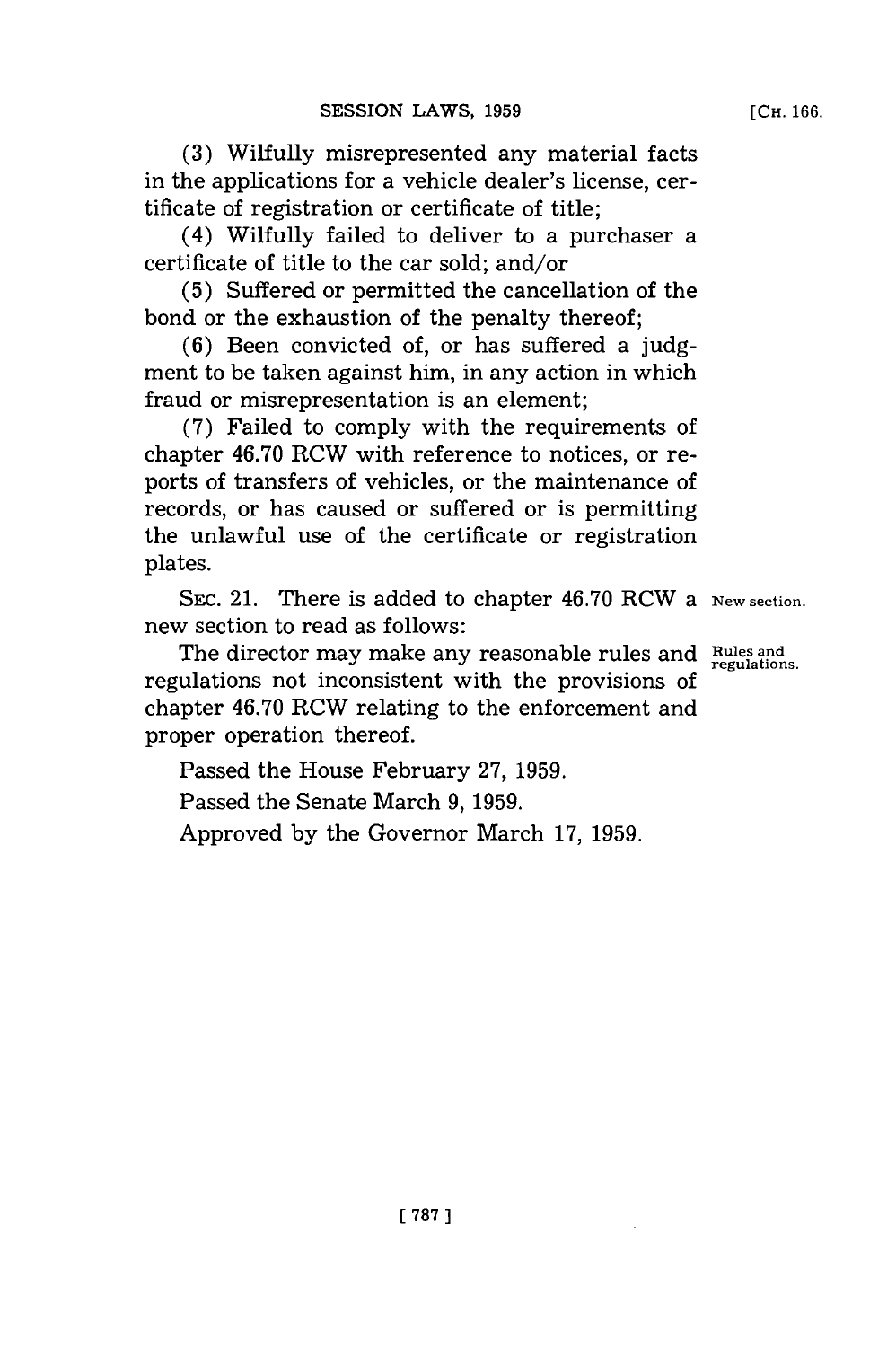(3) Wilfully misrepresented any material facts in the applications for a vehicle dealer's license, certificate of registration or certificate of title;

(4) Wilfully failed to deliver to a purchaser a certificate of title to the car sold; and/or

(5) Suffered or permitted the cancellation of the bond or the exhaustion of the penalty thereof;

(6) Been convicted of, or has suffered a judgment to be taken against him, in any action in which fraud or misrepresentation is an element;

(7) Failed to comply with the requirements of chapter 46.70 RCW with reference to notices, or reports of transfers of vehicles, or the maintenance of records, or has caused or suffered or is permitting the unlawful use of the certificate or registration plates.

SEC. 21. There is added to chapter 46.70 RCW a new section to read as follows: New section.

Rules and regulations. The director may make any reasonable rules and regulations not inconsistent with the provisions of chapter 46.70 RCW relating to the enforcement and proper operation thereof.

Passed the House February 27, 1959.

Passed the Senate March 9, 1959.

Approved by the Governor March 17, 1959.